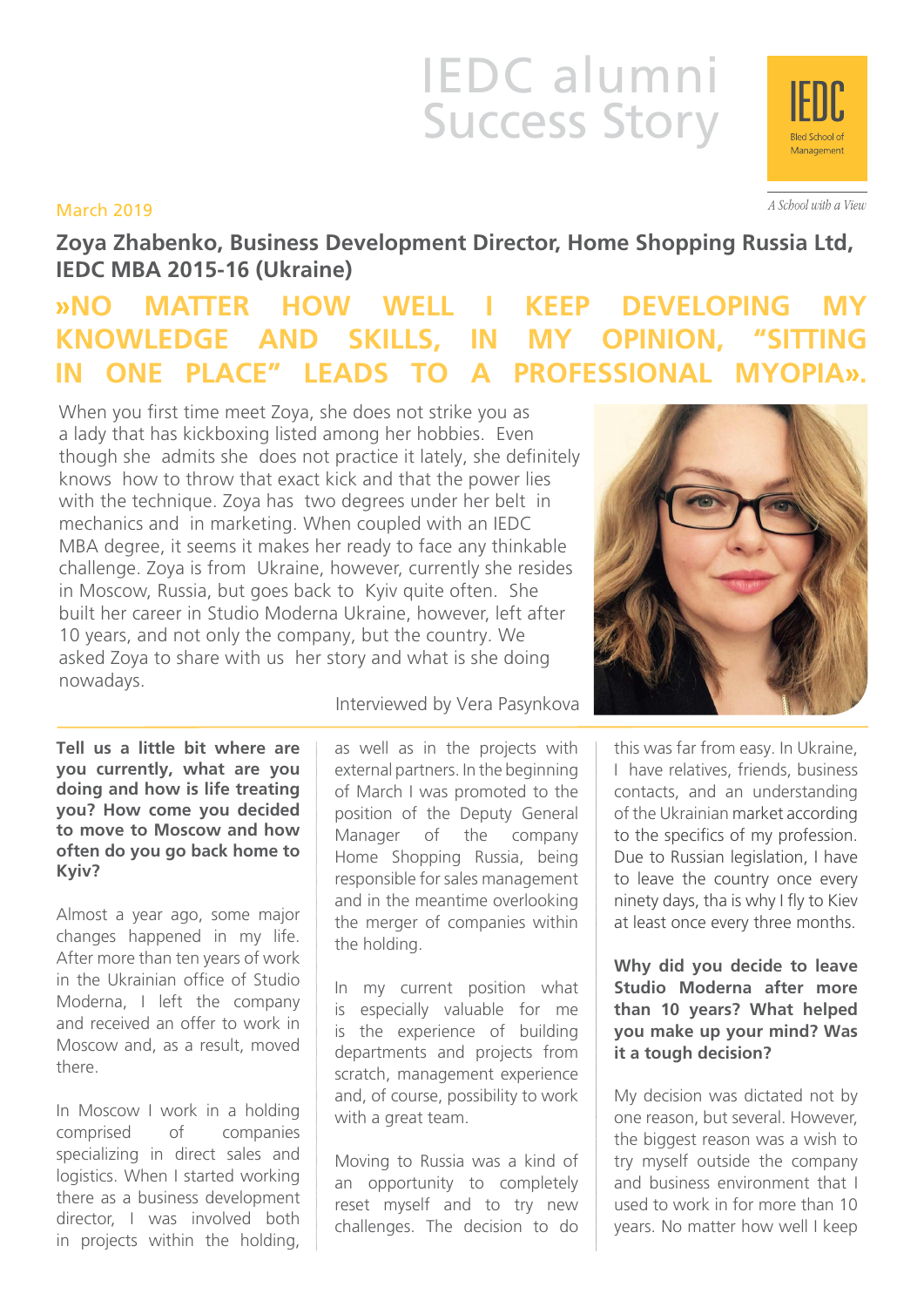# IEDC alumni Success Story

IEDC
Bled School of Management

*A School with a View*

March 2019

## Zoya Zhabenko, Business Development Director, Home Shopping Russia Ltd, IEDC MBA 2015-16 (Ukraine)

## »NO MATTER HOW WELL I KEEP DEVELOPING MY KNOWLEDGE AND SKILLS, IN MY OPINION, "SITTING IN ONE PLACE" LEADS TO A PROFESSIONAL MYOPIA».

When you first time meet Zoya, she does not strike you as a lady that has kickboxing listed among her hobbies. Even though she admits she does not practice it lately, she definitely knows how to throw that exact kick and that the power lies with the technique. Zoya has two degrees under her belt in mechanics and in marketing. When coupled with an IEDC MBA degree, it seems it makes her ready to face any thinkable challenge. Zoya is from Ukraine, however, currently she resides in Moscow, Russia, but goes back to Kyiv quite often. She built her career in Studio Moderna Ukraine, however, left after 10 years, and not only the company, but the country. We asked Zoya to share with us her story and what is she doing nowadays.

Interviewed by Vera Pasynkova

**Tell us a little bit where are you currently, what are you doing and how is life treating you? How come you decided to move to Moscow and how often do you go back home to Kyiv?**

Almost a year ago, some major changes happened in my life. After more than ten years of work in the Ukrainian office of Studio Moderna, I left the company and received an offer to work in Moscow and, as a result, moved there.

In Moscow I work in a holding comprised of companies specializing in direct sales and logistics. When I started working there as a business development director, I was involved both in projects within the holding, as well as in the projects with external partners. In the beginning of March I was promoted to the position of the Deputy General Manager of the company Home Shopping Russia, being responsible for sales management and in the meantime overlooking the merger of companies within the holding.

In my current position what is especially valuable for me is the experience of building departments and projects from scratch, management experience and, of course, possibility to work with a great team.

Moving to Russia was a kind of an opportunity to completely reset myself and to try new challenges. The decision to do this was far from easy. In Ukraine, I have relatives, friends, business contacts, and an understanding of the Ukrainian market according to the specifics of my profession. Due to Russian legislation, I have to leave the country once every ninety days, tha is why I fly to Kiev at least once every three months.

**Why did you decide to leave Studio Moderna after more than 10 years? What helped you make up your mind? Was it a tough decision?**

My decision was dictated not by one reason, but several. However, the biggest reason was a wish to try myself outside the company and business environment that I used to work in for more than 10 years. No matter how well I keep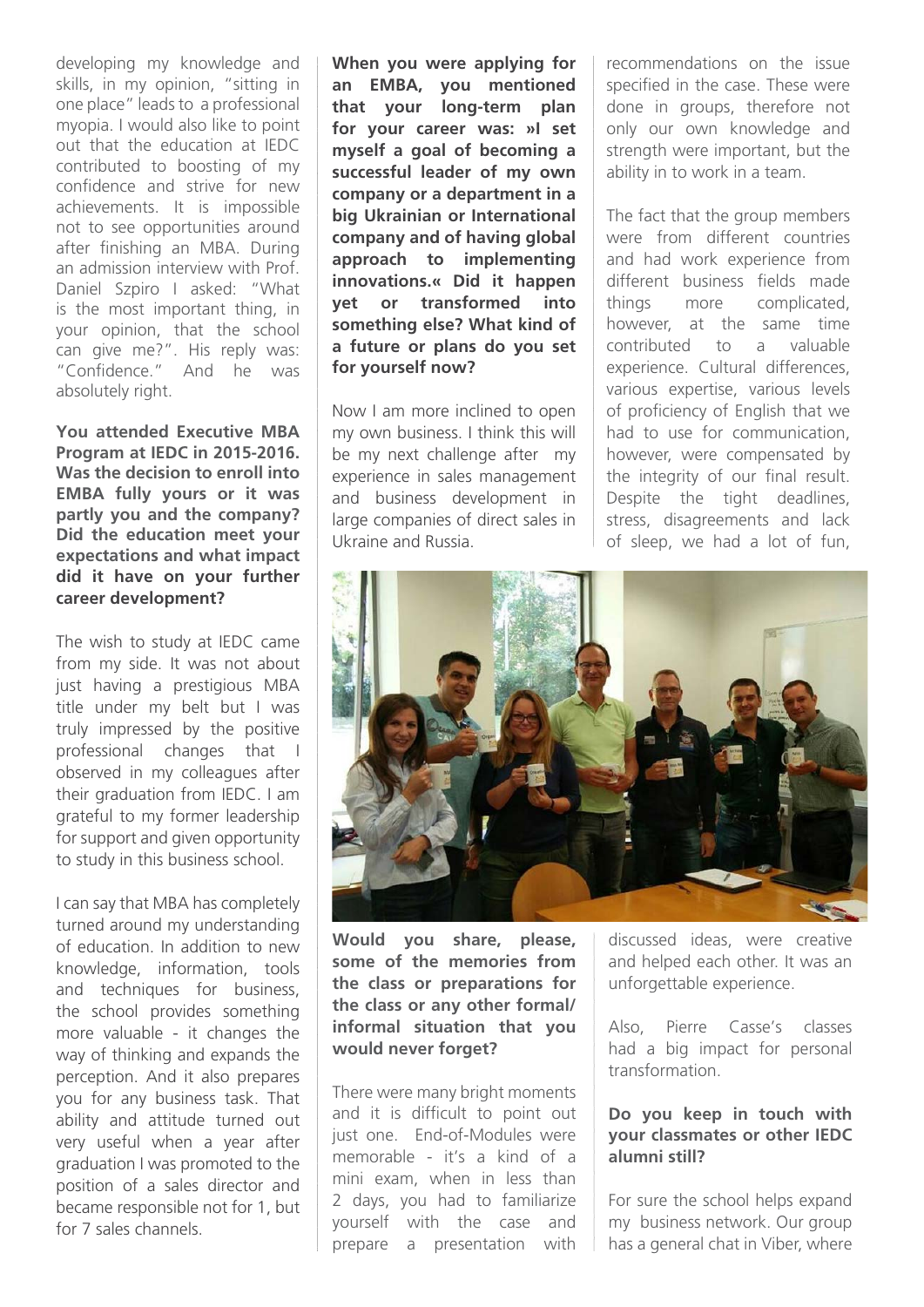developing my knowledge and skills, in my opinion, "sitting in one place" leads to a professional myopia. I would also like to point out that the education at IEDC contributed to boosting of my confidence and strive for new achievements. It is impossible not to see opportunities around after finishing an MBA. During an admission interview with Prof. Daniel Szpiro I asked: "What is the most important thing, in your opinion, that the school can give me?". His reply was: "Confidence." And he was absolutely right.

**You attended Executive MBA Program at IEDC in 2015-2016. Was the decision to enroll into EMBA fully yours or it was partly you and the company? Did the education meet your expectations and what impact did it have on your further career development?**

The wish to study at IEDC came from my side. It was not about just having a prestigious MBA title under my belt but I was truly impressed by the positive professional changes that I observed in my colleagues after their graduation from IEDC. I am grateful to my former leadership for support and given opportunity to study in this business school.

I can say that MBA has completely turned around my understanding of education. In addition to new knowledge, information, tools and techniques for business, the school provides something more valuable - it changes the way of thinking and expands the perception. And it also prepares you for any business task. That ability and attitude turned out very useful when a year after graduation I was promoted to the position of a sales director and became responsible not for 1, but for 7 sales channels.

**When you were applying for an EMBA, you mentioned that your long-term plan for your career was: »I set myself a goal of becoming a successful leader of my own company or a department in a big Ukrainian or International company and of having global approach to implementing innovations.« Did it happen yet or transformed into something else? What kind of a future or plans do you set for yourself now?**

Now I am more inclined to open my own business. I think this will be my next challenge after my experience in sales management and business development in large companies of direct sales in Ukraine and Russia.

**Would you share, please, some of the memories from the class or preparations for the class or any other formal/ informal situation that you would never forget?**

There were many bright moments and it is difficult to point out just one. End-of-Modules were memorable - it's a kind of a mini exam, when in less than 2 days, you had to familiarize yourself with the case and prepare a presentation with recommendations on the issue specified in the case. These were done in groups, therefore not only our own knowledge and strength were important, but the ability in to work in a team.

The fact that the group members were from different countries and had work experience from different business fields made things more complicated, however, at the same time contributed to a valuable experience. Cultural differences, various expertise, various levels of proficiency of English that we had to use for communication, however, were compensated by the integrity of our final result. Despite the tight deadlines, stress, disagreements and lack of sleep, we had a lot of fun, discussed ideas, were creative and helped each other. It was an unforgettable experience.

Also, Pierre Casse's classes had a big impact for personal transformation.

**Do you keep in touch with your classmates or other IEDC alumni still?**

For sure the school helps expand my business network. Our group has a general chat in Viber, where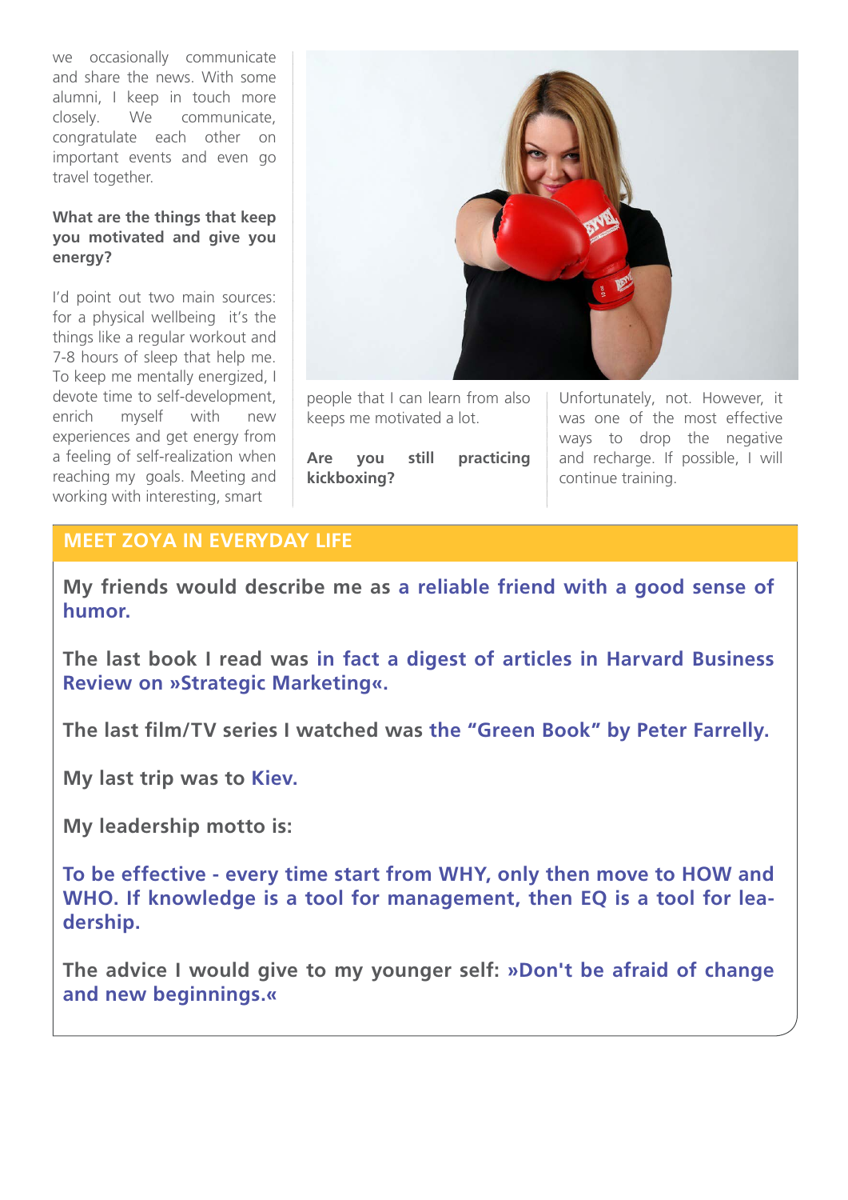we occasionally communicate and share the news. With some alumni, I keep in touch more closely. We communicate, congratulate each other on important events and even go travel together.

**What are the things that keep you motivated and give you energy?**

I'd point out two main sources: for a physical wellbeing it's the things like a regular workout and 7-8 hours of sleep that help me. To keep me mentally energized, I devote time to self-development, enrich myself with new experiences and get energy from a feeling of self-realization when reaching my goals. Meeting and working with interesting, smart people that I can learn from also keeps me motivated a lot.

**Are you still practicing kickboxing?**

Unfortunately, not. However, it was one of the most effective ways to drop the negative and recharge. If possible, I will continue training.

## MEET ZOYA IN EVERYDAY LIFE

**My friends would describe me as a reliable friend with a good sense of humor.**

**The last book I read was in fact a digest of articles in Harvard Business Review on »Strategic Marketing«.**

**The last film/TV series I watched was the "Green Book" by Peter Farrelly.**

**My last trip was to Kiev.**

**My leadership motto is:**

**To be effective - every time start from WHY, only then move to HOW and WHO. If knowledge is a tool for management, then EQ is a tool for leadership.**

**The advice I would give to my younger self: »Don't be afraid of change and new beginnings.«**